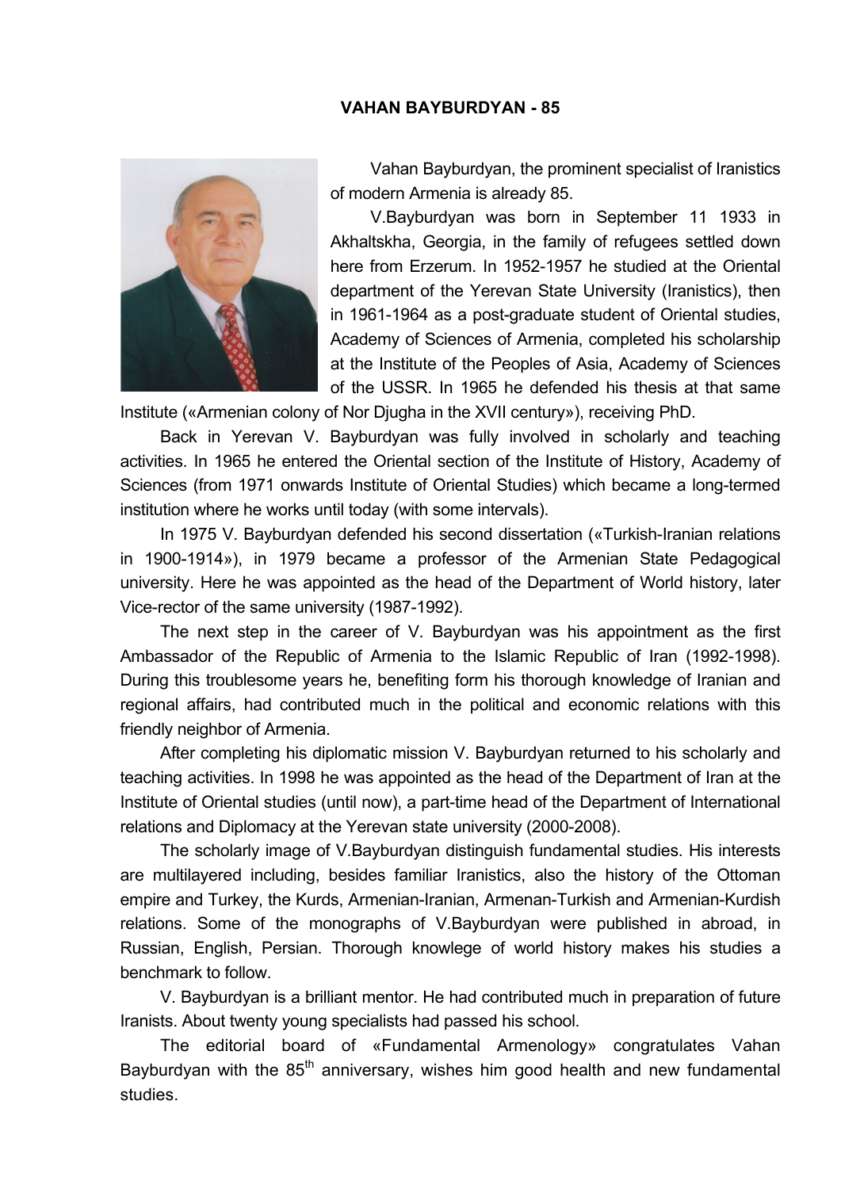# VAHAN BAYBURDYAN - 85

Vahan Bayburdyan, the prominent specialist of Iranistics of modern Armenia is already 85.

V.Bayburdyan was born in September 11 1933 in Akhaltskha, Georgia, in the family of refugees settled down here from Erzerum. In 1952-1957 he studied at the Oriental department of the Yerevan State University (Iranistics), then in 1961-1964 as a post-graduate student of Oriental studies, Academy of Sciences of Armenia, completed his scholarship at the Institute of the Peoples of Asia, Academy of Sciences of the USSR. In 1965 he defended his thesis at that same Institute («Armenian colony of Nor Djugha in the XVII century»), receiving PhD.

Back in Yerevan V. Bayburdyan was fully involved in scholarly and teaching activities. In 1965 he entered the Oriental section of the Institute of History, Academy of Sciences (from 1971 onwards Institute of Oriental Studies) which became a long-termed institution where he works until today (with some intervals).

In 1975 V. Bayburdyan defended his second dissertation («Turkish-Iranian relations in 1900-1914»), in 1979 became a professor of the Armenian State Pedagogical university. Here he was appointed as the head of the Department of World history, later Vice-rector of the same university (1987-1992).

The next step in the career of V. Bayburdyan was his appointment as the first Ambassador of the Republic of Armenia to the Islamic Republic of Iran (1992-1998). During this troublesome years he, benefiting form his thorough knowledge of Iranian and regional affairs, had contributed much in the political and economic relations with this friendly neighbor of Armenia.

After completing his diplomatic mission V. Bayburdyan returned to his scholarly and teaching activities. In 1998 he was appointed as the head of the Department of Iran at the Institute of Oriental studies (until now), a part-time head of the Department of International relations and Diplomacy at the Yerevan state university (2000-2008).

The scholarly image of V.Bayburdyan distinguish fundamental studies. His interests are multilayered including, besides familiar Iranistics, also the history of the Ottoman empire and Turkey, the Kurds, Armenian-Iranian, Armenan-Turkish and Armenian-Kurdish relations. Some of the monographs of V.Bayburdyan were published in abroad, in Russian, English, Persian. Thorough knowlege of world history makes his studies a benchmark to follow.

V. Bayburdyan is a brilliant mentor. He had contributed much in preparation of future Iranists. About twenty young specialists had passed his school.

The editorial board of «Fundamental Armenology» congratulates Vahan Bayburdyan with the 85th anniversary, wishes him good health and new fundamental studies.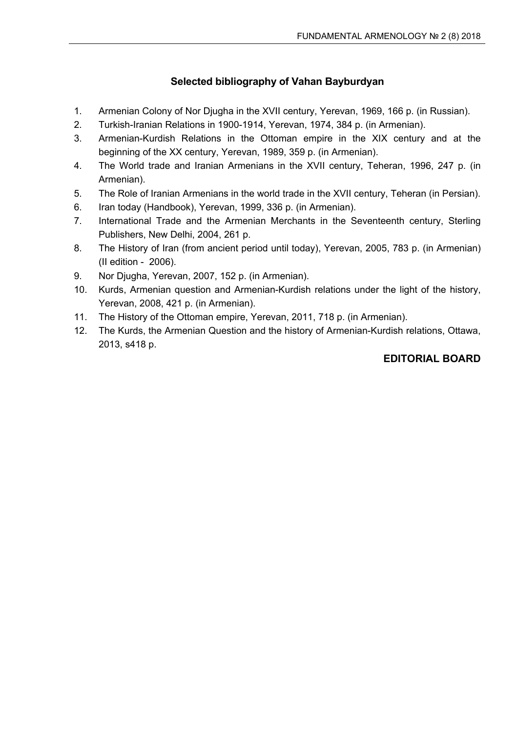### Selected bibliography of Vahan Bayburdyan

1. Armenian Colony of Nor Djugha in the XVII century, Yerevan, 1969, 166 p. (in Russian).
2. Turkish-Iranian Relations in 1900-1914, Yerevan, 1974, 384 p. (in Armenian).
3. Armenian-Kurdish Relations in the Ottoman empire in the XIX century and at the beginning of the XX century, Yerevan, 1989, 359 p. (in Armenian).
4. The World trade and Iranian Armenians in the XVII century, Teheran, 1996, 247 p. (in Armenian).
5. The Role of Iranian Armenians in the world trade in the XVII century, Teheran (in Persian).
6. Iran today (Handbook), Yerevan, 1999, 336 p. (in Armenian).
7. International Trade and the Armenian Merchants in the Seventeenth century, Sterling Publishers, New Delhi, 2004, 261 p.
8. The History of Iran (from ancient period until today), Yerevan, 2005, 783 p. (in Armenian) (II edition - 2006).
9. Nor Djugha, Yerevan, 2007, 152 p. (in Armenian).
10. Kurds, Armenian question and Armenian-Kurdish relations under the light of the history, Yerevan, 2008, 421 p. (in Armenian).
11. The History of the Ottoman empire, Yerevan, 2011, 718 p. (in Armenian).
12. The Kurds, the Armenian Question and the history of Armenian-Kurdish relations, Ottawa, 2013, s418 p.

**EDITORIAL BOARD**